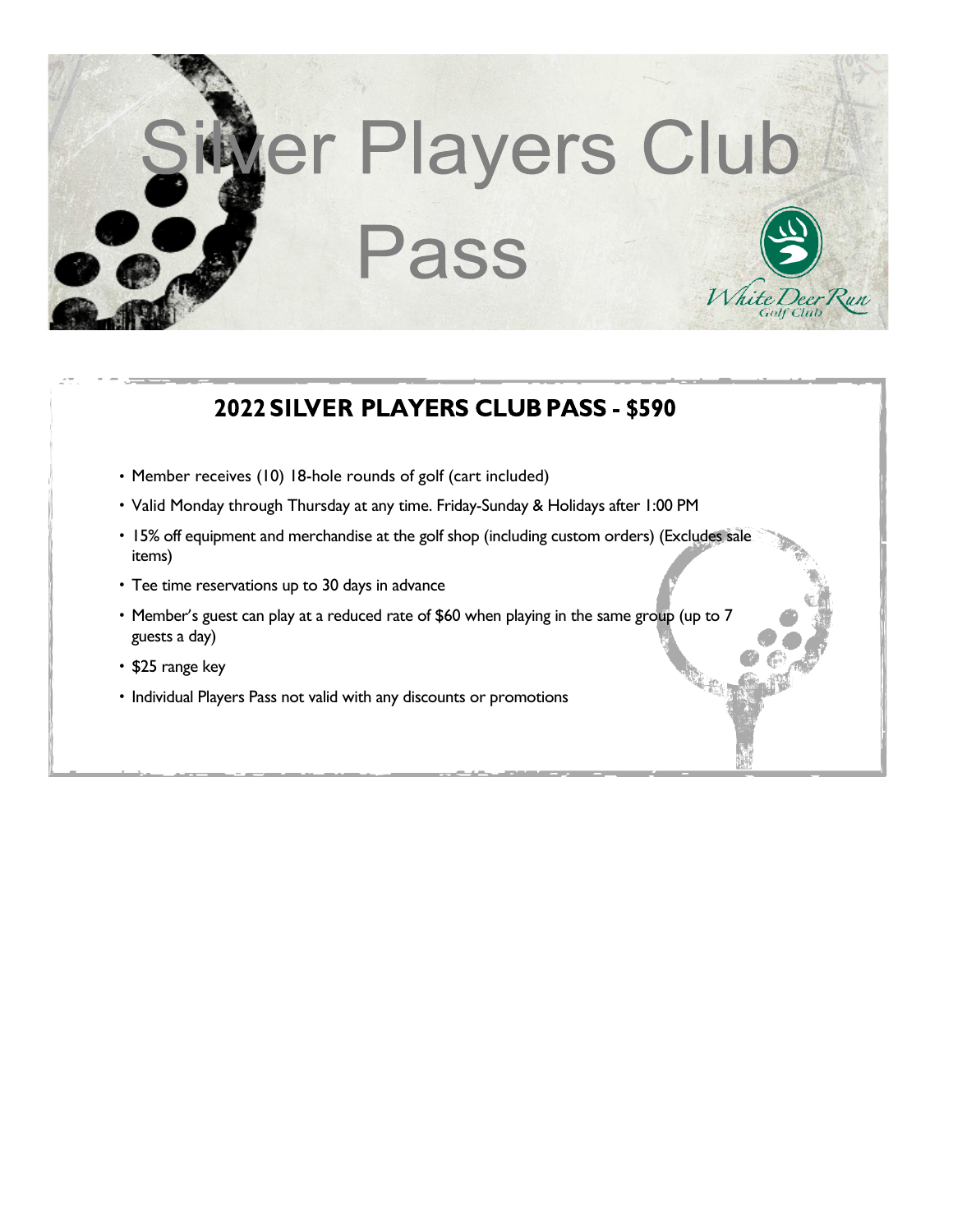# Silver Players Club Pass

White Deer Run Golf Club

## 2022 SILVER PLAYERS CLUB PASS - $590

- Member receives (10) 18-hole rounds of golf (cart included)
- Valid Monday through Thursday at any time. Friday-Sunday & Holidays after 1:00 PM
- 15% off equipment and merchandise at the golf shop (including custom orders) (Excludes sale items)
- Tee time reservations up to 30 days in advance
- Member's guest can play at a reduced rate of $60 when playing in the same group (up to 7 guests a day)
- $25 range key
- Individual Players Pass not valid with any discounts or promotions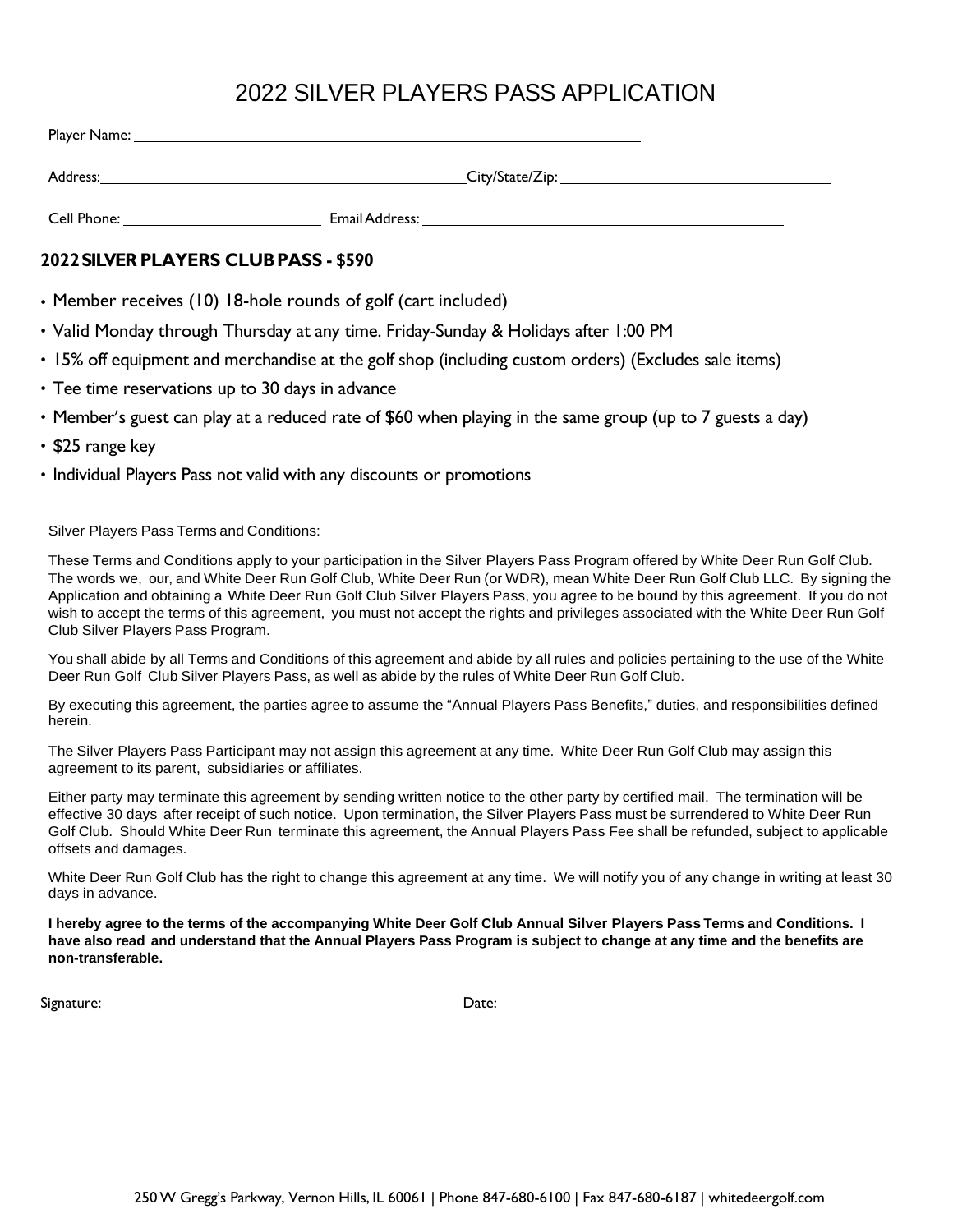# 2022 SILVER PLAYERS PASS APPLICATION

Player Name: ______________________________________________

Address: ______________________________________ City/State/Zip: ____________________________

Cell Phone: ____________________ Email Address: ____________________________________

## 2022 SILVER PLAYERS CLUB PASS - $590

- Member receives (10) 18-hole rounds of golf (cart included)
- Valid Monday through Thursday at any time. Friday-Sunday & Holidays after 1:00 PM
- 15% off equipment and merchandise at the golf shop (including custom orders) (Excludes sale items)
- Tee time reservations up to 30 days in advance
- Member's guest can play at a reduced rate of $60 when playing in the same group (up to 7 guests a day)
- $25 range key
- Individual Players Pass not valid with any discounts or promotions

Silver Players Pass Terms and Conditions:

These Terms and Conditions apply to your participation in the Silver Players Pass Program offered by White Deer Run Golf Club. The words we, our, and White Deer Run Golf Club, White Deer Run (or WDR), mean White Deer Run Golf Club LLC. By signing the Application and obtaining a White Deer Run Golf Club Silver Players Pass, you agree to be bound by this agreement. If you do not wish to accept the terms of this agreement, you must not accept the rights and privileges associated with the White Deer Run Golf Club Silver Players Pass Program.

You shall abide by all Terms and Conditions of this agreement and abide by all rules and policies pertaining to the use of the White Deer Run Golf Club Silver Players Pass, as well as abide by the rules of White Deer Run Golf Club.

By executing this agreement, the parties agree to assume the "Annual Players Pass Benefits," duties, and responsibilities defined herein.

The Silver Players Pass Participant may not assign this agreement at any time. White Deer Run Golf Club may assign this agreement to its parent, subsidiaries or affiliates.

Either party may terminate this agreement by sending written notice to the other party by certified mail. The termination will be effective 30 days after receipt of such notice. Upon termination, the Silver Players Pass must be surrendered to White Deer Run Golf Club. Should White Deer Run terminate this agreement, the Annual Players Pass Fee shall be refunded, subject to applicable offsets and damages.

White Deer Run Golf Club has the right to change this agreement at any time. We will notify you of any change in writing at least 30 days in advance.

**I hereby agree to the terms of the accompanying White Deer Golf Club Annual Silver Players Pass Terms and Conditions. I have also read and understand that the Annual Players Pass Program is subject to change at any time and the benefits are non-transferable.**

Signature: ______________________________________ Date: ____________________

250 W Gregg's Parkway, Vernon Hills, IL 60061 | Phone 847-680-6100 | Fax 847-680-6187 | whitedeergolf.com